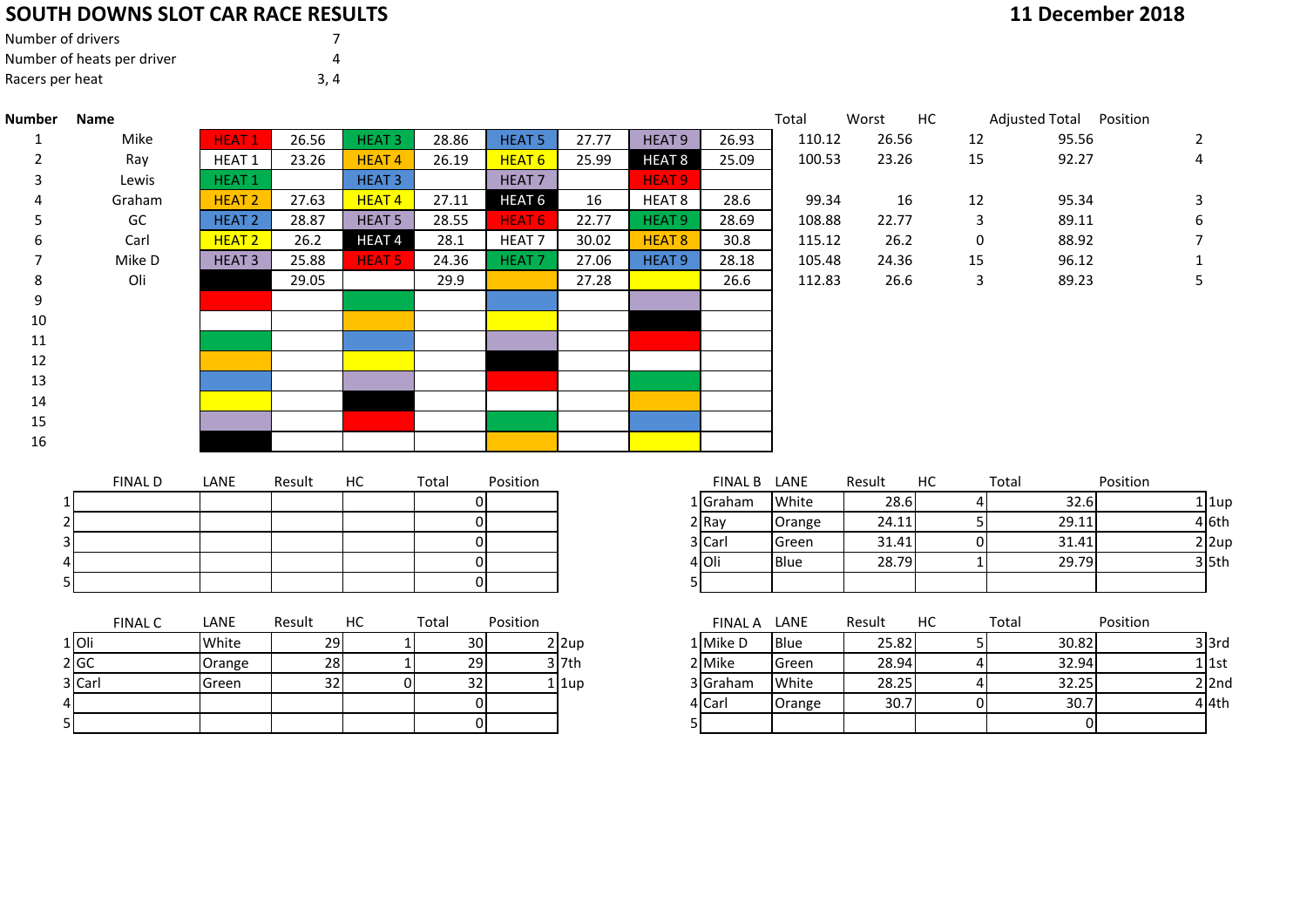# SOUTH DOWNS SLOT CAR RACE RESULTS

**11 December 2018**

| | |
|---|---|
| Number of drivers | 7 |
| Number of heats per driver | 4 |
| Racers per heat | 3, 4 |

| Number | Name | | | | | | | | | Total | Worst | HC | Adjusted Total | Position |
|---|---|---|---|---|---|---|---|---|---|---|---|---|---|---|
| 1 | Mike | HEAT 1 | 26.56 | HEAT 3 | 28.86 | HEAT 5 | 27.77 | HEAT 9 | 26.93 | 110.12 | 26.56 | 12 | 95.56 | 2 |
| 2 | Ray | HEAT 1 | 23.26 | HEAT 4 | 26.19 | HEAT 6 | 25.99 | HEAT 8 | 25.09 | 100.53 | 23.26 | 15 | 92.27 | 4 |
| 3 | Lewis | HEAT 1 | | HEAT 3 | | HEAT 7 | | HEAT 9 | | | | | | |
| 4 | Graham | HEAT 2 | 27.63 | HEAT 4 | 27.11 | HEAT 6 | 16 | HEAT 8 | 28.6 | 99.34 | 16 | 12 | 95.34 | 3 |
| 5 | GC | HEAT 2 | 28.87 | HEAT 5 | 28.55 | HEAT 6 | 22.77 | HEAT 9 | 28.69 | 108.88 | 22.77 | 3 | 89.11 | 6 |
| 6 | Carl | HEAT 2 | 26.2 | HEAT 4 | 28.1 | HEAT 7 | 30.02 | HEAT 8 | 30.8 | 115.12 | 26.2 | 0 | 88.92 | 7 |
| 7 | Mike D | HEAT 3 | 25.88 | HEAT 5 | 24.36 | HEAT 7 | 27.06 | HEAT 9 | 28.18 | 105.48 | 24.36 | 15 | 96.12 | 1 |
| 8 | Oli | | 29.05 | | 29.9 | | 27.28 | | 26.6 | 112.83 | 26.6 | 3 | 89.23 | 5 |
| 9 | | | | | | | | | | | | | | |
| 10 | | | | | | | | | | | | | | |
| 11 | | | | | | | | | | | | | | |
| 12 | | | | | | | | | | | | | | |
| 13 | | | | | | | | | | | | | | |
| 14 | | | | | | | | | | | | | | |
| 15 | | | | | | | | | | | | | | |
| 16 | | | | | | | | | | | | | | |

| | FINAL D | LANE | Result | HC | Total | Position |
|---|---|---|---|---|---|---|
| 1 | | | | | 0 | |
| 2 | | | | | 0 | |
| 3 | | | | | 0 | |
| 4 | | | | | 0 | |
| 5 | | | | | 0 | |

| | FINAL B | LANE | Result | HC | Total | Position | |
|---|---|---|---|---|---|---|---|
| 1 | Graham | White | 28.6 | 4 | 32.6 | 1 | 1up |
| 2 | Ray | Orange | 24.11 | 5 | 29.11 | 4 | 6th |
| 3 | Carl | Green | 31.41 | 0 | 31.41 | 2 | 2up |
| 4 | Oli | Blue | 28.79 | 1 | 29.79 | 3 | 5th |
| 5 | | | | | | | |

| | FINAL C | LANE | Result | HC | Total | Position | |
|---|---|---|---|---|---|---|---|
| 1 | Oli | White | 29 | 1 | 30 | 2 | 2up |
| 2 | GC | Orange | 28 | 1 | 29 | 3 | 7th |
| 3 | Carl | Green | 32 | 0 | 32 | 1 | 1up |
| 4 | | | | | 0 | | |
| 5 | | | | | 0 | | |

| | FINAL A | LANE | Result | HC | Total | Position | |
|---|---|---|---|---|---|---|---|
| 1 | Mike D | Blue | 25.82 | 5 | 30.82 | 3 | 3rd |
| 2 | Mike | Green | 28.94 | 4 | 32.94 | 1 | 1st |
| 3 | Graham | White | 28.25 | 4 | 32.25 | 2 | 2nd |
| 4 | Carl | Orange | 30.7 | 0 | 30.7 | 4 | 4th |
| 5 | | | | | 0 | | |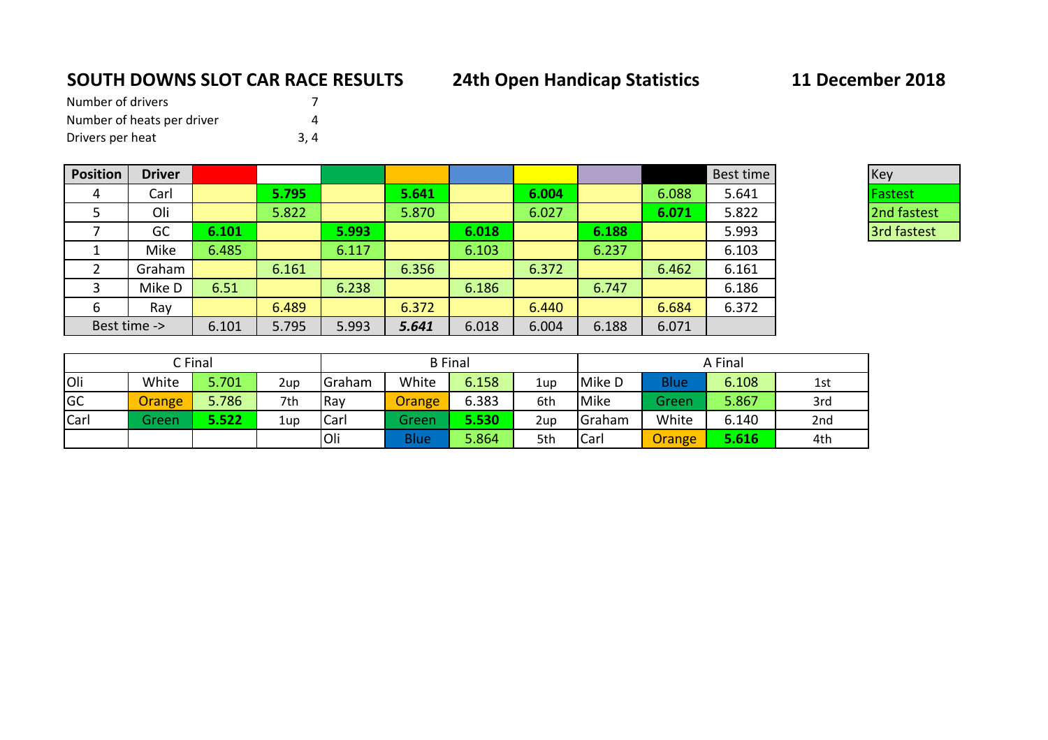**SOUTH DOWNS SLOT CAR RACE RESULTS** **24th Open Handicap Statistics** **11 December 2018**

Number of drivers 7
Number of heats per driver 4
Drivers per heat 3, 4

| Position | Driver | Red | White | Green | Orange | Blue | Yellow | Purple | Black | Best time |
|---|---|---|---|---|---|---|---|---|---|---|
| 4 | Carl | | **5.795** | | **5.641** | | **6.004** | | 6.088 | 5.641 |
| 5 | Oli | | 5.822 | | 5.870 | | 6.027 | | **6.071** | 5.822 |
| 7 | GC | **6.101** | | **5.993** | | **6.018** | | **6.188** | | 5.993 |
| 1 | Mike | 6.485 | | 6.117 | | 6.103 | | 6.237 | | 6.103 |
| 2 | Graham | | 6.161 | | 6.356 | | 6.372 | | 6.462 | 6.161 |
| 3 | Mike D | 6.51 | | 6.238 | | 6.186 | | 6.747 | | 6.186 |
| 6 | Ray | | 6.489 | | 6.372 | | 6.440 | | 6.684 | 6.372 |
| Best time -> | | 6.101 | 5.795 | 5.993 | ***5.641*** | 6.018 | 6.004 | 6.188 | 6.071 | |

| Key |
|---|
| Fastest |
| 2nd fastest |
| 3rd fastest |

| C Final | | | | B Final | | | | A Final | | | |
|---|---|---|---|---|---|---|---|---|---|---|---|
| Oli | White | 5.701 | 2up | Graham | White | 6.158 | 1up | Mike D | Blue | 6.108 | 1st |
| GC | Orange | 5.786 | 7th | Ray | Orange | 6.383 | 6th | Mike | Green | 5.867 | 3rd |
| Carl | Green | **5.522** | 1up | Carl | Green | **5.530** | 2up | Graham | White | 6.140 | 2nd |
| | | | | Oli | Blue | 5.864 | 5th | Carl | Orange | **5.616** | 4th |